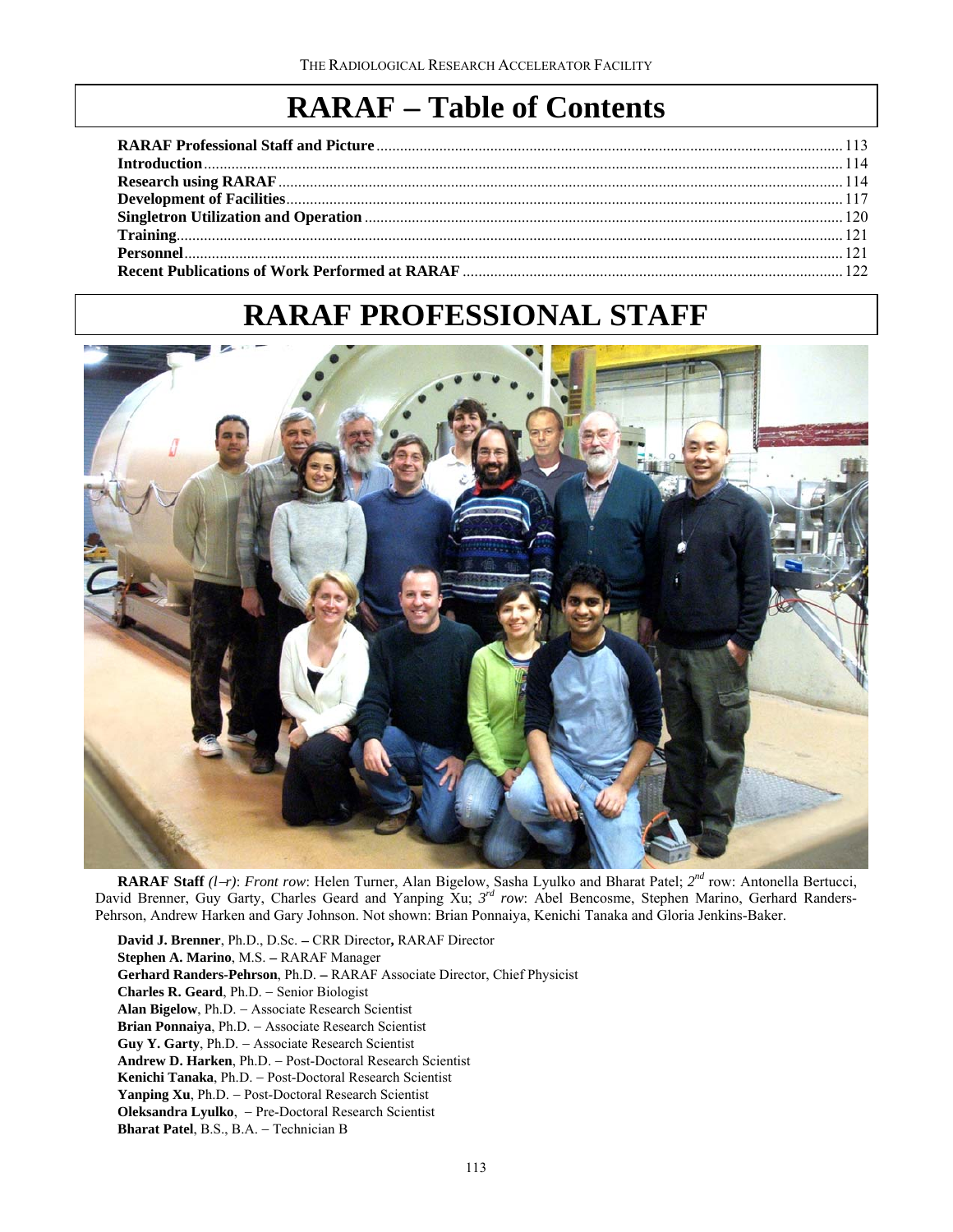# RARAF – Table of Contents

**RARAF Professional Staff and Picture** ..... 113
**Introduction** ..... 114
**Research using RARAF** ..... 114
**Development of Facilities** ..... 117
**Singletron Utilization and Operation** ..... 120
**Training** ..... 121
**Personnel** ..... 121
**Recent Publications of Work Performed at RARAF** ..... 122

# RARAF PROFESSIONAL STAFF

**RARAF Staff** *(l–r)*: *Front row*: Helen Turner, Alan Bigelow, Sasha Lyulko and Bharat Patel; *2nd* row: Antonella Bertucci, David Brenner, Guy Garty, Charles Geard and Yanping Xu; *3rd row*: Abel Bencosme, Stephen Marino, Gerhard Randers-Pehrson, Andrew Harken and Gary Johnson. Not shown: Brian Ponnaiya, Kenichi Tanaka and Gloria Jenkins-Baker.

**David J. Brenner**, Ph.D., D.Sc. **–** CRR Director**,** RARAF Director
**Stephen A. Marino**, M.S. **–** RARAF Manager
**Gerhard Randers-Pehrson**, Ph.D. **–** RARAF Associate Director, Chief Physicist
**Charles R. Geard**, Ph.D. – Senior Biologist
**Alan Bigelow**, Ph.D. – Associate Research Scientist
**Brian Ponnaiya**, Ph.D. – Associate Research Scientist
**Guy Y. Garty**, Ph.D. – Associate Research Scientist
**Andrew D. Harken**, Ph.D. – Post-Doctoral Research Scientist
**Kenichi Tanaka**, Ph.D. – Post-Doctoral Research Scientist
**Yanping Xu**, Ph.D. – Post-Doctoral Research Scientist
**Oleksandra Lyulko**, – Pre-Doctoral Research Scientist
**Bharat Patel**, B.S., B.A. – Technician B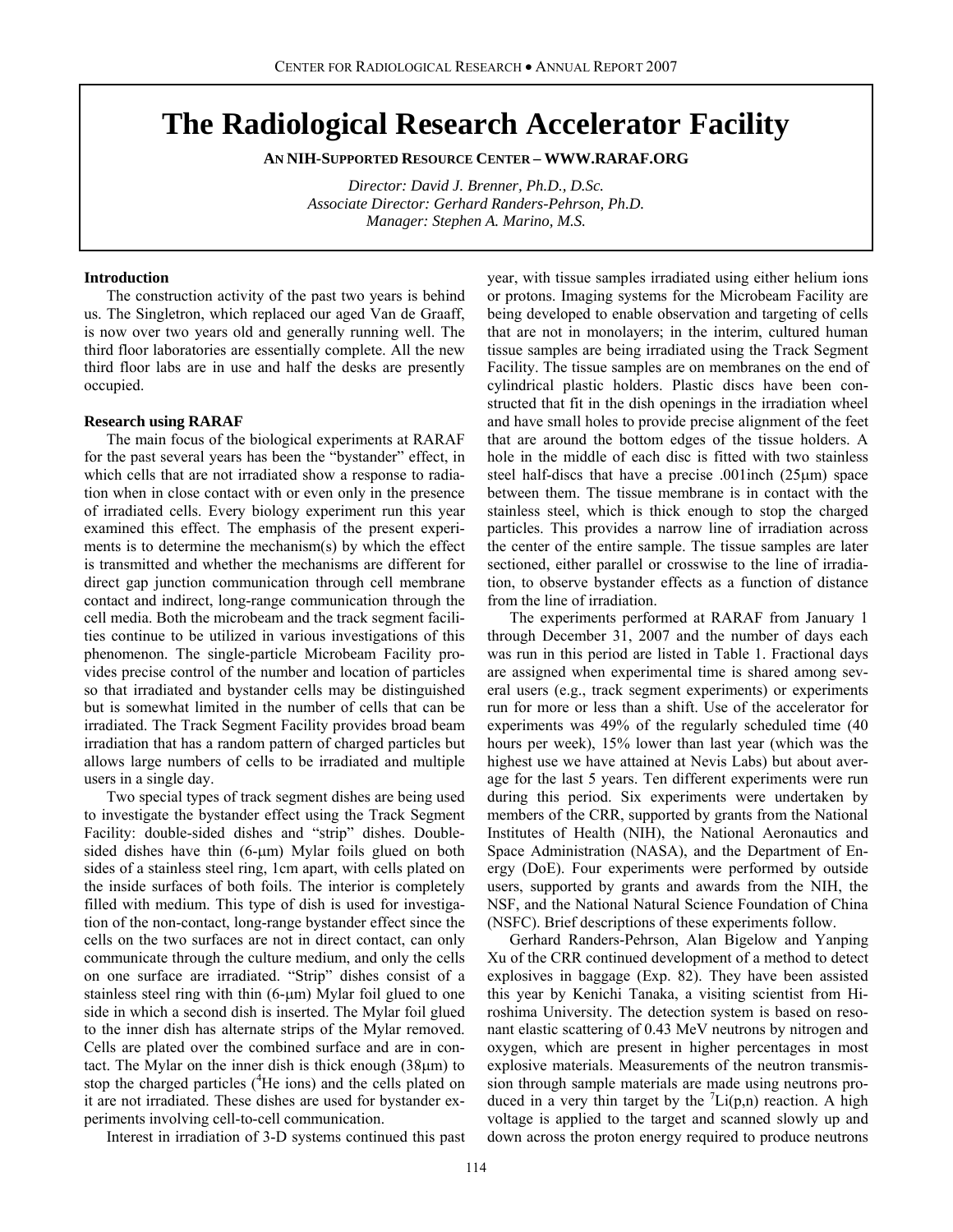# The Radiological Research Accelerator Facility

**AN NIH-SUPPORTED RESOURCE CENTER – WWW.RARAF.ORG**

*Director: David J. Brenner, Ph.D., D.Sc.*
*Associate Director: Gerhard Randers-Pehrson, Ph.D.*
*Manager: Stephen A. Marino, M.S.*

### Introduction

The construction activity of the past two years is behind us. The Singletron, which replaced our aged Van de Graaff, is now over two years old and generally running well. The third floor laboratories are essentially complete. All the new third floor labs are in use and half the desks are presently occupied.

### Research using RARAF

The main focus of the biological experiments at RARAF for the past several years has been the "bystander" effect, in which cells that are not irradiated show a response to radiation when in close contact with or even only in the presence of irradiated cells. Every biology experiment run this year examined this effect. The emphasis of the present experiments is to determine the mechanism(s) by which the effect is transmitted and whether the mechanisms are different for direct gap junction communication through cell membrane contact and indirect, long-range communication through the cell media. Both the microbeam and the track segment facilities continue to be utilized in various investigations of this phenomenon. The single-particle Microbeam Facility provides precise control of the number and location of particles so that irradiated and bystander cells may be distinguished but is somewhat limited in the number of cells that can be irradiated. The Track Segment Facility provides broad beam irradiation that has a random pattern of charged particles but allows large numbers of cells to be irradiated and multiple users in a single day.

Two special types of track segment dishes are being used to investigate the bystander effect using the Track Segment Facility: double-sided dishes and "strip" dishes. Double-sided dishes have thin (6-μm) Mylar foils glued on both sides of a stainless steel ring, 1cm apart, with cells plated on the inside surfaces of both foils. The interior is completely filled with medium. This type of dish is used for investigation of the non-contact, long-range bystander effect since the cells on the two surfaces are not in direct contact, can only communicate through the culture medium, and only the cells on one surface are irradiated. "Strip" dishes consist of a stainless steel ring with thin (6-μm) Mylar foil glued to one side in which a second dish is inserted. The Mylar foil glued to the inner dish has alternate strips of the Mylar removed. Cells are plated over the combined surface and are in contact. The Mylar on the inner dish is thick enough (38μm) to stop the charged particles ($^{4}He$ ions) and the cells plated on it are not irradiated. These dishes are used for bystander experiments involving cell-to-cell communication.

Interest in irradiation of 3-D systems continued this past year, with tissue samples irradiated using either helium ions or protons. Imaging systems for the Microbeam Facility are being developed to enable observation and targeting of cells that are not in monolayers; in the interim, cultured human tissue samples are being irradiated using the Track Segment Facility. The tissue samples are on membranes on the end of cylindrical plastic holders. Plastic discs have been constructed that fit in the dish openings in the irradiation wheel and have small holes to provide precise alignment of the feet that are around the bottom edges of the tissue holders. A hole in the middle of each disc is fitted with two stainless steel half-discs that have a precise .001inch (25μm) space between them. The tissue membrane is in contact with the stainless steel, which is thick enough to stop the charged particles. This provides a narrow line of irradiation across the center of the entire sample. The tissue samples are later sectioned, either parallel or crosswise to the line of irradiation, to observe bystander effects as a function of distance from the line of irradiation.

The experiments performed at RARAF from January 1 through December 31, 2007 and the number of days each was run in this period are listed in Table 1. Fractional days are assigned when experimental time is shared among several users (e.g., track segment experiments) or experiments run for more or less than a shift. Use of the accelerator for experiments was 49% of the regularly scheduled time (40 hours per week), 15% lower than last year (which was the highest use we have attained at Nevis Labs) but about average for the last 5 years. Ten different experiments were run during this period. Six experiments were undertaken by members of the CRR, supported by grants from the National Institutes of Health (NIH), the National Aeronautics and Space Administration (NASA), and the Department of Energy (DoE). Four experiments were performed by outside users, supported by grants and awards from the NIH, the NSF, and the National Natural Science Foundation of China (NSFC). Brief descriptions of these experiments follow.

Gerhard Randers-Pehrson, Alan Bigelow and Yanping Xu of the CRR continued development of a method to detect explosives in baggage (Exp. 82). They have been assisted this year by Kenichi Tanaka, a visiting scientist from Hiroshima University. The detection system is based on resonant elastic scattering of 0.43 MeV neutrons by nitrogen and oxygen, which are present in higher percentages in most explosive materials. Measurements of the neutron transmission through sample materials are made using neutrons produced in a very thin target by the $^{7}Li(p,n)$ reaction. A high voltage is applied to the target and scanned slowly up and down across the proton energy required to produce neutrons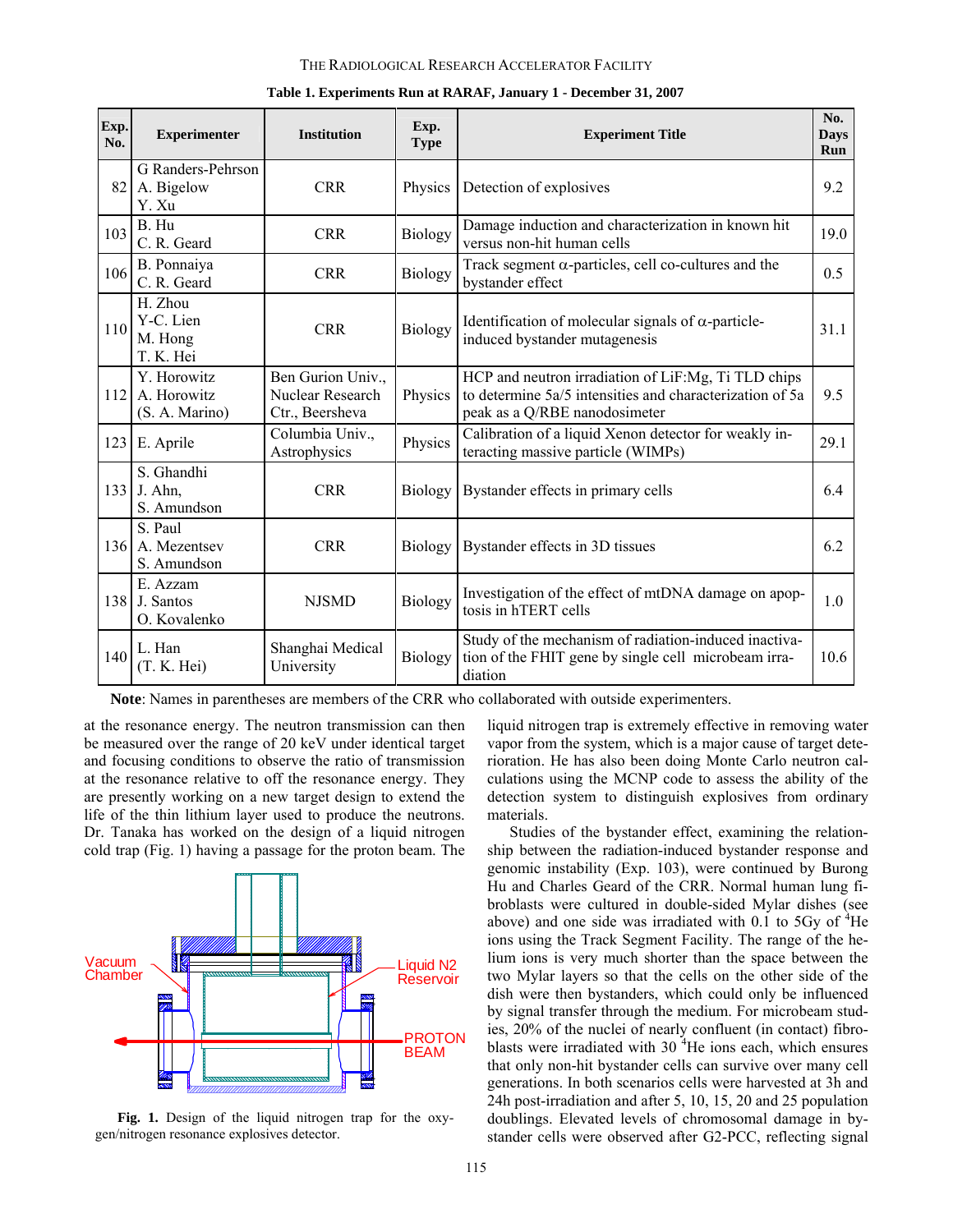**Table 1. Experiments Run at RARAF, January 1 - December 31, 2007**

| Exp. No. | Experimenter | Institution | Exp. Type | Experiment Title | No. Days Run |
|---|---|---|---|---|---|
| 82 | G Randers-Pehrson<br>A. Bigelow<br>Y. Xu | CRR | Physics | Detection of explosives | 9.2 |
| 103 | B. Hu<br>C. R. Geard | CRR | Biology | Damage induction and characterization in known hit versus non-hit human cells | 19.0 |
| 106 | B. Ponnaiya<br>C. R. Geard | CRR | Biology | Track segment α-particles, cell co-cultures and the bystander effect | 0.5 |
| 110 | H. Zhou<br>Y-C. Lien<br>M. Hong<br>T. K. Hei | CRR | Biology | Identification of molecular signals of α-particle-induced bystander mutagenesis | 31.1 |
| 112 | Y. Horowitz<br>A. Horowitz<br>(S. A. Marino) | Ben Gurion Univ., Nuclear Research Ctr., Beersheva | Physics | HCP and neutron irradiation of LiF:Mg, Ti TLD chips to determine 5a/5 intensities and characterization of 5a peak as a Q/RBE nanodosimeter | 9.5 |
| 123 | E. Aprile | Columbia Univ., Astrophysics | Physics | Calibration of a liquid Xenon detector for weakly interacting massive particle (WIMPs) | 29.1 |
| 133 | S. Ghandhi<br>J. Ahn,<br>S. Amundson | CRR | Biology | Bystander effects in primary cells | 6.4 |
| 136 | S. Paul<br>A. Mezentsev<br>S. Amundson | CRR | Biology | Bystander effects in 3D tissues | 6.2 |
| 138 | E. Azzam<br>J. Santos<br>O. Kovalenko | NJSMD | Biology | Investigation of the effect of mtDNA damage on apoptosis in hTERT cells | 1.0 |
| 140 | L. Han<br>(T. K. Hei) | Shanghai Medical University | Biology | Study of the mechanism of radiation-induced inactivation of the FHIT gene by single cell microbeam irradiation | 10.6 |

**Note**: Names in parentheses are members of the CRR who collaborated with outside experimenters.

at the resonance energy. The neutron transmission can then be measured over the range of 20 keV under identical target and focusing conditions to observe the ratio of transmission at the resonance relative to off the resonance energy. They are presently working on a new target design to extend the life of the thin lithium layer used to produce the neutrons. Dr. Tanaka has worked on the design of a liquid nitrogen cold trap (Fig. 1) having a passage for the proton beam. The liquid nitrogen trap is extremely effective in removing water vapor from the system, which is a major cause of target deterioration. He has also been doing Monte Carlo neutron calculations using the MCNP code to assess the ability of the detection system to distinguish explosives from ordinary materials.

**Fig. 1.** Design of the liquid nitrogen trap for the oxygen/nitrogen resonance explosives detector.

Studies of the bystander effect, examining the relationship between the radiation-induced bystander response and genomic instability (Exp. 103), were continued by Burong Hu and Charles Geard of the CRR. Normal human lung fibroblasts were cultured in double-sided Mylar dishes (see above) and one side was irradiated with 0.1 to 5Gy of $^4$He ions using the Track Segment Facility. The range of the helium ions is very much shorter than the space between the two Mylar layers so that the cells on the other side of the dish were then bystanders, which could only be influenced by signal transfer through the medium. For microbeam studies, 20% of the nuclei of nearly confluent (in contact) fibroblasts were irradiated with 30 $^4$He ions each, which ensures that only non-hit bystander cells can survive over many cell generations. In both scenarios cells were harvested at 3h and 24h post-irradiation and after 5, 10, 15, 20 and 25 population doublings. Elevated levels of chromosomal damage in bystander cells were observed after G2-PCC, reflecting signal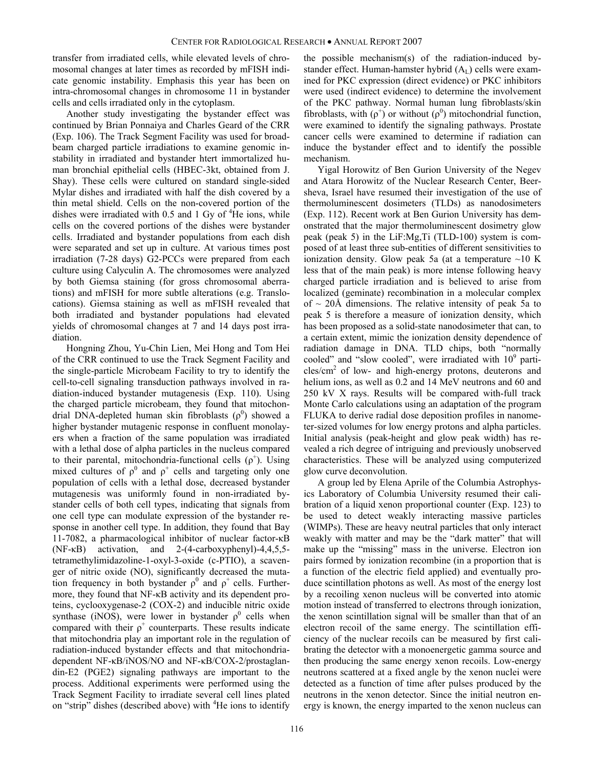transfer from irradiated cells, while elevated levels of chromosomal changes at later times as recorded by mFISH indicate genomic instability. Emphasis this year has been on intra-chromosomal changes in chromosome 11 in bystander cells and cells irradiated only in the cytoplasm.

Another study investigating the bystander effect was continued by Brian Ponnaiya and Charles Geard of the CRR (Exp. 106). The Track Segment Facility was used for broad-beam charged particle irradiations to examine genomic instability in irradiated and bystander htert immortalized human bronchial epithelial cells (HBEC-3kt, obtained from J. Shay). These cells were cultured on standard single-sided Mylar dishes and irradiated with half the dish covered by a thin metal shield. Cells on the non-covered portion of the dishes were irradiated with 0.5 and 1 Gy of $^4$He ions, while cells on the covered portions of the dishes were bystander cells. Irradiated and bystander populations from each dish were separated and set up in culture. At various times post irradiation (7-28 days) G2-PCCs were prepared from each culture using Calyculin A. The chromosomes were analyzed by both Giemsa staining (for gross chromosomal aberrations) and mFISH for more subtle alterations (e.g. Translocations). Giemsa staining as well as mFISH revealed that both irradiated and bystander populations had elevated yields of chromosomal changes at 7 and 14 days post irradiation.

Hongning Zhou, Yu-Chin Lien, Mei Hong and Tom Hei of the CRR continued to use the Track Segment Facility and the single-particle Microbeam Facility to try to identify the cell-to-cell signaling transduction pathways involved in radiation-induced bystander mutagenesis (Exp. 110). Using the charged particle microbeam, they found that mitochondrial DNA-depleted human skin fibroblasts ($\rho^0$) showed a higher bystander mutagenic response in confluent monolayers when a fraction of the same population was irradiated with a lethal dose of alpha particles in the nucleus compared to their parental, mitochondria-functional cells ($\rho^+$). Using mixed cultures of $\rho^0$ and $\rho^+$ cells and targeting only one population of cells with a lethal dose, decreased bystander mutagenesis was uniformly found in non-irradiated bystander cells of both cell types, indicating that signals from one cell type can modulate expression of the bystander response in another cell type. In addition, they found that Bay 11-7082, a pharmacological inhibitor of nuclear factor-κB (NF-κB) activation, and 2-(4-carboxyphenyl)-4,4,5,5-tetramethylimidazoline-1-oxyl-3-oxide (c-PTIO), a scavenger of nitric oxide (NO), significantly decreased the mutation frequency in both bystander $\rho^0$ and $\rho^+$ cells. Furthermore, they found that NF-κB activity and its dependent proteins, cyclooxygenase-2 (COX-2) and inducible nitric oxide synthase (iNOS), were lower in bystander $\rho^0$ cells when compared with their $\rho^+$ counterparts. These results indicate that mitochondria play an important role in the regulation of radiation-induced bystander effects and that mitochondria-dependent NF-κB/iNOS/NO and NF-κB/COX-2/prostaglandin-E2 (PGE2) signaling pathways are important to the process. Additional experiments were performed using the Track Segment Facility to irradiate several cell lines plated on "strip" dishes (described above) with $^4$He ions to identify the possible mechanism(s) of the radiation-induced bystander effect. Human-hamster hybrid ($A_L$) cells were examined for PKC expression (direct evidence) or PKC inhibitors were used (indirect evidence) to determine the involvement of the PKC pathway. Normal human lung fibroblasts/skin fibroblasts, with ($\rho^+$) or without ($\rho^0$) mitochondrial function, were examined to identify the signaling pathways. Prostate cancer cells were examined to determine if radiation can induce the bystander effect and to identify the possible mechanism.

Yigal Horowitz of Ben Gurion University of the Negev and Atara Horowitz of the Nuclear Research Center, Beersheva, Israel have resumed their investigation of the use of thermoluminescent dosimeters (TLDs) as nanodosimeters (Exp. 112). Recent work at Ben Gurion University has demonstrated that the major thermoluminescent dosimetry glow peak (peak 5) in the LiF:Mg,Ti (TLD-100) system is composed of at least three sub-entities of different sensitivities to ionization density. Glow peak 5a (at a temperature ~10 K less that of the main peak) is more intense following heavy charged particle irradiation and is believed to arise from localized (geminate) recombination in a molecular complex of ~ 20Å dimensions. The relative intensity of peak 5a to peak 5 is therefore a measure of ionization density, which has been proposed as a solid-state nanodosimeter that can, to a certain extent, mimic the ionization density dependence of radiation damage in DNA. TLD chips, both "normally cooled" and "slow cooled", were irradiated with $10^9$ particles/cm$^2$ of low- and high-energy protons, deuterons and helium ions, as well as 0.2 and 14 MeV neutrons and 60 and 250 kV X rays. Results will be compared with-full track Monte Carlo calculations using an adaptation of the program FLUKA to derive radial dose deposition profiles in nanometer-sized volumes for low energy protons and alpha particles. Initial analysis (peak-height and glow peak width) has revealed a rich degree of intriguing and previously unobserved characteristics. These will be analyzed using computerized glow curve deconvolution.

A group led by Elena Aprile of the Columbia Astrophysics Laboratory of Columbia University resumed their calibration of a liquid xenon proportional counter (Exp. 123) to be used to detect weakly interacting massive particles (WIMPs). These are heavy neutral particles that only interact weakly with matter and may be the "dark matter" that will make up the "missing" mass in the universe. Electron ion pairs formed by ionization recombine (in a proportion that is a function of the electric field applied) and eventually produce scintillation photons as well. As most of the energy lost by a recoiling xenon nucleus will be converted into atomic motion instead of transferred to electrons through ionization, the xenon scintillation signal will be smaller than that of an electron recoil of the same energy. The scintillation efficiency of the nuclear recoils can be measured by first calibrating the detector with a monoenergetic gamma source and then producing the same energy xenon recoils. Low-energy neutrons scattered at a fixed angle by the xenon nuclei were detected as a function of time after pulses produced by the neutrons in the xenon detector. Since the initial neutron energy is known, the energy imparted to the xenon nucleus can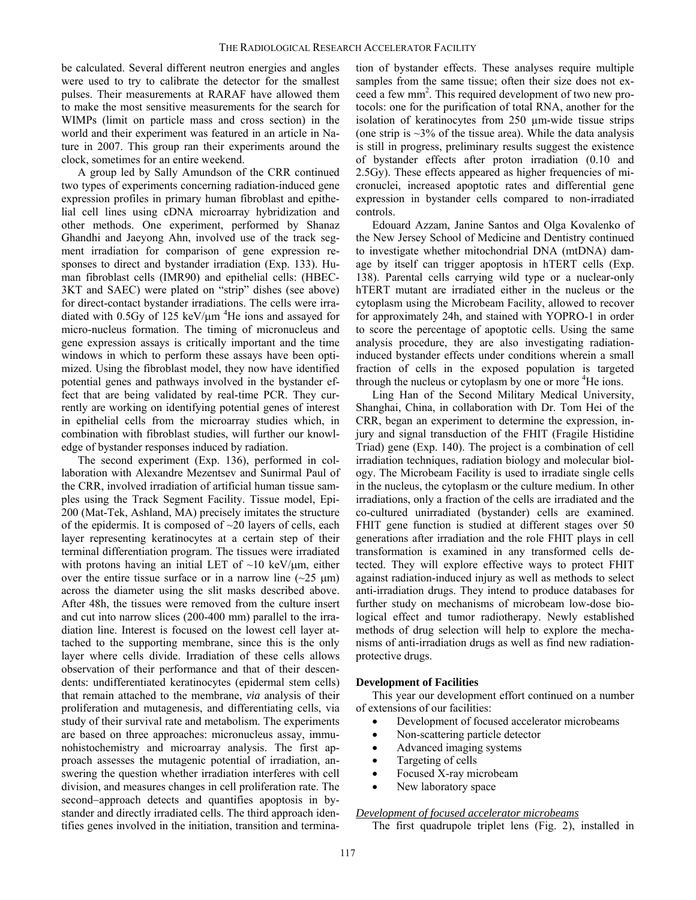be calculated. Several different neutron energies and angles were used to try to calibrate the detector for the smallest pulses. Their measurements at RARAF have allowed them to make the most sensitive measurements for the search for WIMPs (limit on particle mass and cross section) in the world and their experiment was featured in an article in Nature in 2007. This group ran their experiments around the clock, sometimes for an entire weekend.

A group led by Sally Amundson of the CRR continued two types of experiments concerning radiation-induced gene expression profiles in primary human fibroblast and epithelial cell lines using cDNA microarray hybridization and other methods. One experiment, performed by Shanaz Ghandhi and Jaeyong Ahn, involved use of the track segment irradiation for comparison of gene expression responses to direct and bystander irradiation (Exp. 133). Human fibroblast cells (IMR90) and epithelial cells: (HBEC-3KT and SAEC) were plated on "strip" dishes (see above) for direct-contact bystander irradiations. The cells were irradiated with 0.5Gy of 125 keV/μm $^4$He ions and assayed for micro-nucleus formation. The timing of micronucleus and gene expression assays is critically important and the time windows in which to perform these assays have been optimized. Using the fibroblast model, they now have identified potential genes and pathways involved in the bystander effect that are being validated by real-time PCR. They currently are working on identifying potential genes of interest in epithelial cells from the microarray studies which, in combination with fibroblast studies, will further our knowledge of bystander responses induced by radiation.

The second experiment (Exp. 136), performed in collaboration with Alexandre Mezentsev and Sunirmal Paul of the CRR, involved irradiation of artificial human tissue samples using the Track Segment Facility. Tissue model, Epi-200 (Mat-Tek, Ashland, MA) precisely imitates the structure of the epidermis. It is composed of ~20 layers of cells, each layer representing keratinocytes at a certain step of their terminal differentiation program. The tissues were irradiated with protons having an initial LET of ~10 keV/μm, either over the entire tissue surface or in a narrow line (~25 μm) across the diameter using the slit masks described above. After 48h, the tissues were removed from the culture insert and cut into narrow slices (200-400 mm) parallel to the irradiation line. Interest is focused on the lowest cell layer attached to the supporting membrane, since this is the only layer where cells divide. Irradiation of these cells allows observation of their performance and that of their descendents: undifferentiated keratinocytes (epidermal stem cells) that remain attached to the membrane, *via* analysis of their proliferation and mutagenesis, and differentiating cells, via study of their survival rate and metabolism. The experiments are based on three approaches: micronucleus assay, immunohistochemistry and microarray analysis. The first approach assesses the mutagenic potential of irradiation, answering the question whether irradiation interferes with cell division, and measures changes in cell proliferation rate. The second–approach detects and quantifies apoptosis in bystander and directly irradiated cells. The third approach identifies genes involved in the initiation, transition and termination of bystander effects. These analyses require multiple samples from the same tissue; often their size does not exceed a few mm$^2$. This required development of two new protocols: one for the purification of total RNA, another for the isolation of keratinocytes from 250 μm-wide tissue strips (one strip is ~3% of the tissue area). While the data analysis is still in progress, preliminary results suggest the existence of bystander effects after proton irradiation (0.10 and 2.5Gy). These effects appeared as higher frequencies of micronuclei, increased apoptotic rates and differential gene expression in bystander cells compared to non-irradiated controls.

Edouard Azzam, Janine Santos and Olga Kovalenko of the New Jersey School of Medicine and Dentistry continued to investigate whether mitochondrial DNA (mtDNA) damage by itself can trigger apoptosis in hTERT cells (Exp. 138). Parental cells carrying wild type or a nuclear-only hTERT mutant are irradiated either in the nucleus or the cytoplasm using the Microbeam Facility, allowed to recover for approximately 24h, and stained with YOPRO-1 in order to score the percentage of apoptotic cells. Using the same analysis procedure, they are also investigating radiation-induced bystander effects under conditions wherein a small fraction of cells in the exposed population is targeted through the nucleus or cytoplasm by one or more $^4$He ions.

Ling Han of the Second Military Medical University, Shanghai, China, in collaboration with Dr. Tom Hei of the CRR, began an experiment to determine the expression, injury and signal transduction of the FHIT (Fragile Histidine Triad) gene (Exp. 140). The project is a combination of cell irradiation techniques, radiation biology and molecular biology. The Microbeam Facility is used to irradiate single cells in the nucleus, the cytoplasm or the culture medium. In other irradiations, only a fraction of the cells are irradiated and the co-cultured unirradiated (bystander) cells are examined. FHIT gene function is studied at different stages over 50 generations after irradiation and the role FHIT plays in cell transformation is examined in any transformed cells detected. They will explore effective ways to protect FHIT against radiation-induced injury as well as methods to select anti-irradiation drugs. They intend to produce databases for further study on mechanisms of microbeam low-dose biological effect and tumor radiotherapy. Newly established methods of drug selection will help to explore the mechanisms of anti-irradiation drugs as well as find new radiation-protective drugs.

**Development of Facilities**

This year our development effort continued on a number of extensions of our facilities:

- Development of focused accelerator microbeams
- Non-scattering particle detector
- Advanced imaging systems
- Targeting of cells
- Focused X-ray microbeam
- New laboratory space

*Development of focused accelerator microbeams*

The first quadrupole triplet lens (Fig. 2), installed in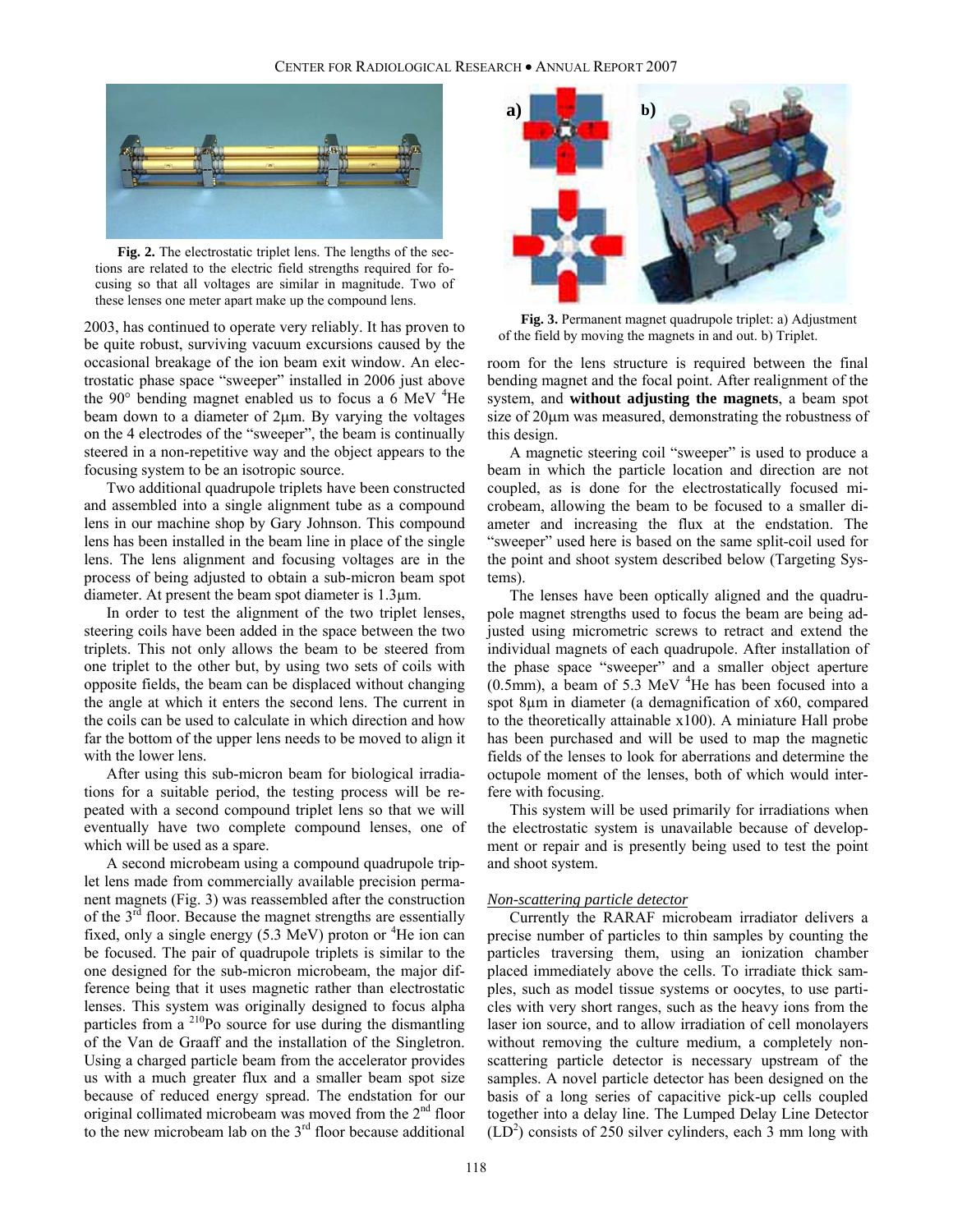**Fig. 2.** The electrostatic triplet lens. The lengths of the sections are related to the electric field strengths required for focusing so that all voltages are similar in magnitude. Two of these lenses one meter apart make up the compound lens.

**Fig. 3.** Permanent magnet quadrupole triplet: a) Adjustment of the field by moving the magnets in and out. b) Triplet.

2003, has continued to operate very reliably. It has proven to be quite robust, surviving vacuum excursions caused by the occasional breakage of the ion beam exit window. An electrostatic phase space "sweeper" installed in 2006 just above the 90° bending magnet enabled us to focus a 6 MeV $^{4}$He beam down to a diameter of 2μm. By varying the voltages on the 4 electrodes of the "sweeper", the beam is continually steered in a non-repetitive way and the object appears to the focusing system to be an isotropic source.

Two additional quadrupole triplets have been constructed and assembled into a single alignment tube as a compound lens in our machine shop by Gary Johnson. This compound lens has been installed in the beam line in place of the single lens. The lens alignment and focusing voltages are in the process of being adjusted to obtain a sub-micron beam spot diameter. At present the beam spot diameter is 1.3μm.

In order to test the alignment of the two triplet lenses, steering coils have been added in the space between the two triplets. This not only allows the beam to be steered from one triplet to the other but, by using two sets of coils with opposite fields, the beam can be displaced without changing the angle at which it enters the second lens. The current in the coils can be used to calculate in which direction and how far the bottom of the upper lens needs to be moved to align it with the lower lens.

After using this sub-micron beam for biological irradiations for a suitable period, the testing process will be repeated with a second compound triplet lens so that we will eventually have two complete compound lenses, one of which will be used as a spare.

A second microbeam using a compound quadrupole triplet lens made from commercially available precision permanent magnets (Fig. 3) was reassembled after the construction of the 3rd floor. Because the magnet strengths are essentially fixed, only a single energy (5.3 MeV) proton or $^{4}$He ion can be focused. The pair of quadrupole triplets is similar to the one designed for the sub-micron microbeam, the major difference being that it uses magnetic rather than electrostatic lenses. This system was originally designed to focus alpha particles from a $^{210}$Po source for use during the dismantling of the Van de Graaff and the installation of the Singletron. Using a charged particle beam from the accelerator provides us with a much greater flux and a smaller beam spot size because of reduced energy spread. The endstation for our original collimated microbeam was moved from the 2nd floor to the new microbeam lab on the 3rd floor because additional room for the lens structure is required between the final bending magnet and the focal point. After realignment of the system, and **without adjusting the magnets**, a beam spot size of 20μm was measured, demonstrating the robustness of this design.

A magnetic steering coil "sweeper" is used to produce a beam in which the particle location and direction are not coupled, as is done for the electrostatically focused microbeam, allowing the beam to be focused to a smaller diameter and increasing the flux at the endstation. The "sweeper" used here is based on the same split-coil used for the point and shoot system described below (Targeting Systems).

The lenses have been optically aligned and the quadrupole magnet strengths used to focus the beam are being adjusted using micrometric screws to retract and extend the individual magnets of each quadrupole. After installation of the phase space "sweeper" and a smaller object aperture (0.5mm), a beam of 5.3 MeV $^{4}$He has been focused into a spot 8μm in diameter (a demagnification of x60, compared to the theoretically attainable x100). A miniature Hall probe has been purchased and will be used to map the magnetic fields of the lenses to look for aberrations and determine the octupole moment of the lenses, both of which would interfere with focusing.

This system will be used primarily for irradiations when the electrostatic system is unavailable because of development or repair and is presently being used to test the point and shoot system.

### *Non-scattering particle detector*

Currently the RARAF microbeam irradiator delivers a precise number of particles to thin samples by counting the particles traversing them, using an ionization chamber placed immediately above the cells. To irradiate thick samples, such as model tissue systems or oocytes, to use particles with very short ranges, such as the heavy ions from the laser ion source, and to allow irradiation of cell monolayers without removing the culture medium, a completely non-scattering particle detector is necessary upstream of the samples. A novel particle detector has been designed on the basis of a long series of capacitive pick-up cells coupled together into a delay line. The Lumped Delay Line Detector (LD$^{2}$) consists of 250 silver cylinders, each 3 mm long with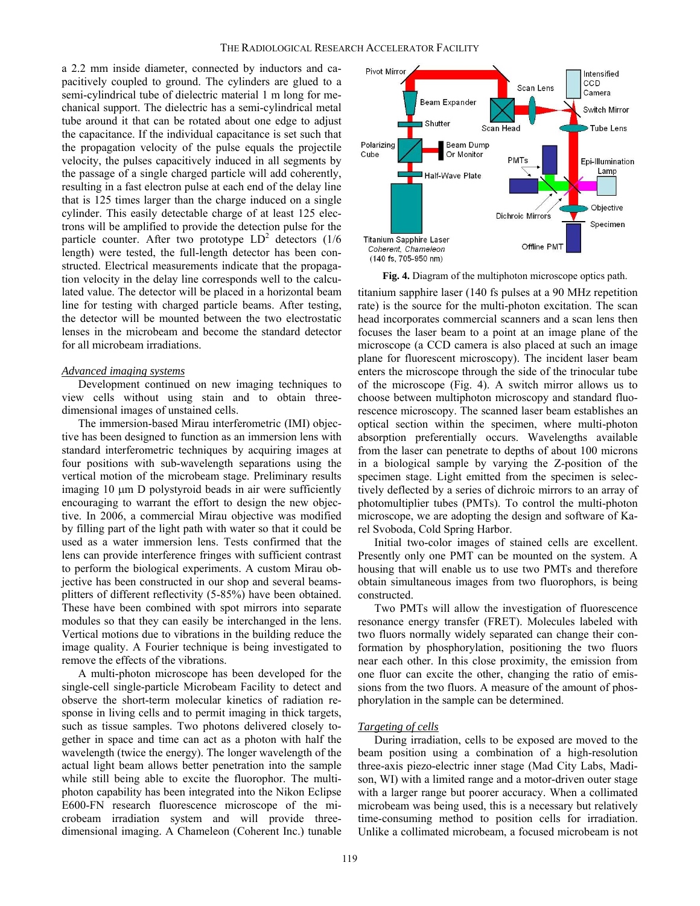a 2.2 mm inside diameter, connected by inductors and capacitively coupled to ground. The cylinders are glued to a semi-cylindrical tube of dielectric material 1 m long for mechanical support. The dielectric has a semi-cylindrical metal tube around it that can be rotated about one edge to adjust the capacitance. If the individual capacitance is set such that the propagation velocity of the pulse equals the projectile velocity, the pulses capacitively induced in all segments by the passage of a single charged particle will add coherently, resulting in a fast electron pulse at each end of the delay line that is 125 times larger than the charge induced on a single cylinder. This easily detectable charge of at least 125 electrons will be amplified to provide the detection pulse for the particle counter. After two prototype $LD^2$ detectors (1/6 length) were tested, the full-length detector has been constructed. Electrical measurements indicate that the propagation velocity in the delay line corresponds well to the calculated value. The detector will be placed in a horizontal beam line for testing with charged particle beams. After testing, the detector will be mounted between the two electrostatic lenses in the microbeam and become the standard detector for all microbeam irradiations.

### *Advanced imaging systems*

Development continued on new imaging techniques to view cells without using stain and to obtain three-dimensional images of unstained cells.

The immersion-based Mirau interferometric (IMI) objective has been designed to function as an immersion lens with standard interferometric techniques by acquiring images at four positions with sub-wavelength separations using the vertical motion of the microbeam stage. Preliminary results imaging 10 μm D polystyroid beads in air were sufficiently encouraging to warrant the effort to design the new objective. In 2006, a commercial Mirau objective was modified by filling part of the light path with water so that it could be used as a water immersion lens. Tests confirmed that the lens can provide interference fringes with sufficient contrast to perform the biological experiments. A custom Mirau objective has been constructed in our shop and several beamsplitters of different reflectivity (5-85%) have been obtained. These have been combined with spot mirrors into separate modules so that they can easily be interchanged in the lens. Vertical motions due to vibrations in the building reduce the image quality. A Fourier technique is being investigated to remove the effects of the vibrations.

A multi-photon microscope has been developed for the single-cell single-particle Microbeam Facility to detect and observe the short-term molecular kinetics of radiation response in living cells and to permit imaging in thick targets, such as tissue samples. Two photons delivered closely together in space and time can act as a photon with half the wavelength (twice the energy). The longer wavelength of the actual light beam allows better penetration into the sample while still being able to excite the fluorophor. The multi-photon capability has been integrated into the Nikon Eclipse E600-FN research fluorescence microscope of the microbeam irradiation system and will provide three-dimensional imaging. A Chameleon (Coherent Inc.) tunable titanium sapphire laser (140 fs pulses at a 90 MHz repetition rate) is the source for the multi-photon excitation. The scan head incorporates commercial scanners and a scan lens then focuses the laser beam to a point at an image plane of the microscope (a CCD camera is also placed at such an image plane for fluorescent microscopy). The incident laser beam enters the microscope through the side of the trinocular tube of the microscope (Fig. 4). A switch mirror allows us to choose between multiphoton microscopy and standard fluorescence microscopy. The scanned laser beam establishes an optical section within the specimen, where multi-photon absorption preferentially occurs. Wavelengths available from the laser can penetrate to depths of about 100 microns in a biological sample by varying the Z-position of the specimen stage. Light emitted from the specimen is selectively deflected by a series of dichroic mirrors to an array of photomultiplier tubes (PMTs). To control the multi-photon microscope, we are adopting the design and software of Karel Svoboda, Cold Spring Harbor.

**Fig. 4.** Diagram of the multiphoton microscope optics path.

Initial two-color images of stained cells are excellent. Presently only one PMT can be mounted on the system. A housing that will enable us to use two PMTs and therefore obtain simultaneous images from two fluorophors, is being constructed.

Two PMTs will allow the investigation of fluorescence resonance energy transfer (FRET). Molecules labeled with two fluors normally widely separated can change their conformation by phosphorylation, positioning the two fluors near each other. In this close proximity, the emission from one fluor can excite the other, changing the ratio of emissions from the two fluors. A measure of the amount of phosphorylation in the sample can be determined.

### *Targeting of cells*

During irradiation, cells to be exposed are moved to the beam position using a combination of a high-resolution three-axis piezo-electric inner stage (Mad City Labs, Madison, WI) with a limited range and a motor-driven outer stage with a larger range but poorer accuracy. When a collimated microbeam was being used, this is a necessary but relatively time-consuming method to position cells for irradiation. Unlike a collimated microbeam, a focused microbeam is not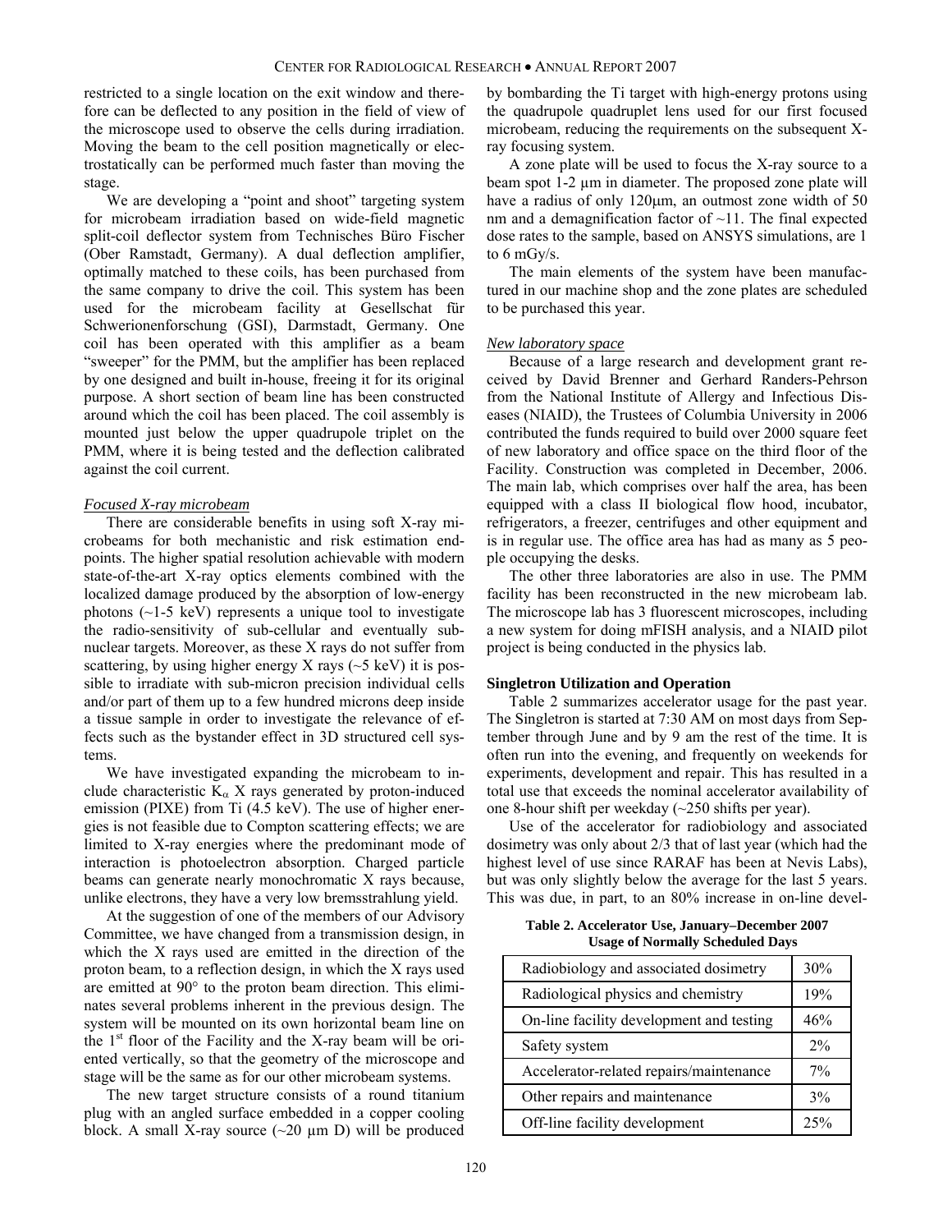restricted to a single location on the exit window and therefore can be deflected to any position in the field of view of the microscope used to observe the cells during irradiation. Moving the beam to the cell position magnetically or electrostatically can be performed much faster than moving the stage.

We are developing a "point and shoot" targeting system for microbeam irradiation based on wide-field magnetic split-coil deflector system from Technisches Büro Fischer (Ober Ramstadt, Germany). A dual deflection amplifier, optimally matched to these coils, has been purchased from the same company to drive the coil. This system has been used for the microbeam facility at Gesellschat für Schwerionenforschung (GSI), Darmstadt, Germany. One coil has been operated with this amplifier as a beam "sweeper" for the PMM, but the amplifier has been replaced by one designed and built in-house, freeing it for its original purpose. A short section of beam line has been constructed around which the coil has been placed. The coil assembly is mounted just below the upper quadrupole triplet on the PMM, where it is being tested and the deflection calibrated against the coil current.

*Focused X-ray microbeam*

There are considerable benefits in using soft X-ray microbeams for both mechanistic and risk estimation endpoints. The higher spatial resolution achievable with modern state-of-the-art X-ray optics elements combined with the localized damage produced by the absorption of low-energy photons (~1-5 keV) represents a unique tool to investigate the radio-sensitivity of sub-cellular and eventually sub-nuclear targets. Moreover, as these X rays do not suffer from scattering, by using higher energy X rays (~5 keV) it is possible to irradiate with sub-micron precision individual cells and/or part of them up to a few hundred microns deep inside a tissue sample in order to investigate the relevance of effects such as the bystander effect in 3D structured cell systems.

We have investigated expanding the microbeam to include characteristic $K_\alpha$ X rays generated by proton-induced emission (PIXE) from Ti (4.5 keV). The use of higher energies is not feasible due to Compton scattering effects; we are limited to X-ray energies where the predominant mode of interaction is photoelectron absorption. Charged particle beams can generate nearly monochromatic X rays because, unlike electrons, they have a very low bremsstrahlung yield.

At the suggestion of one of the members of our Advisory Committee, we have changed from a transmission design, in which the X rays used are emitted in the direction of the proton beam, to a reflection design, in which the X rays used are emitted at 90° to the proton beam direction. This eliminates several problems inherent in the previous design. The system will be mounted on its own horizontal beam line on the 1st floor of the Facility and the X-ray beam will be oriented vertically, so that the geometry of the microscope and stage will be the same as for our other microbeam systems.

The new target structure consists of a round titanium plug with an angled surface embedded in a copper cooling block. A small X-ray source (~20 µm D) will be produced by bombarding the Ti target with high-energy protons using the quadrupole quadruplet lens used for our first focused microbeam, reducing the requirements on the subsequent X-ray focusing system.

A zone plate will be used to focus the X-ray source to a beam spot 1-2 µm in diameter. The proposed zone plate will have a radius of only 120µm, an outmost zone width of 50 nm and a demagnification factor of ~11. The final expected dose rates to the sample, based on ANSYS simulations, are 1 to 6 mGy/s.

The main elements of the system have been manufactured in our machine shop and the zone plates are scheduled to be purchased this year.

*New laboratory space*

Because of a large research and development grant received by David Brenner and Gerhard Randers-Pehrson from the National Institute of Allergy and Infectious Diseases (NIAID), the Trustees of Columbia University in 2006 contributed the funds required to build over 2000 square feet of new laboratory and office space on the third floor of the Facility. Construction was completed in December, 2006. The main lab, which comprises over half the area, has been equipped with a class II biological flow hood, incubator, refrigerators, a freezer, centrifuges and other equipment and is in regular use. The office area has had as many as 5 people occupying the desks.

The other three laboratories are also in use. The PMM facility has been reconstructed in the new microbeam lab. The microscope lab has 3 fluorescent microscopes, including a new system for doing mFISH analysis, and a NIAID pilot project is being conducted in the physics lab.

## Singletron Utilization and Operation

Table 2 summarizes accelerator usage for the past year. The Singletron is started at 7:30 AM on most days from September through June and by 9 am the rest of the time. It is often run into the evening, and frequently on weekends for experiments, development and repair. This has resulted in a total use that exceeds the nominal accelerator availability of one 8-hour shift per weekday (~250 shifts per year).

Use of the accelerator for radiobiology and associated dosimetry was only about 2/3 that of last year (which had the highest level of use since RARAF has been at Nevis Labs), but was only slightly below the average for the last 5 years. This was due, in part, to an 80% increase in on-line devel-

**Table 2. Accelerator Use, January–December 2007**
**Usage of Normally Scheduled Days**

| Use | % |
|---|---|
| Radiobiology and associated dosimetry | 30% |
| Radiological physics and chemistry | 19% |
| On-line facility development and testing | 46% |
| Safety system | 2% |
| Accelerator-related repairs/maintenance | 7% |
| Other repairs and maintenance | 3% |
| Off-line facility development | 25% |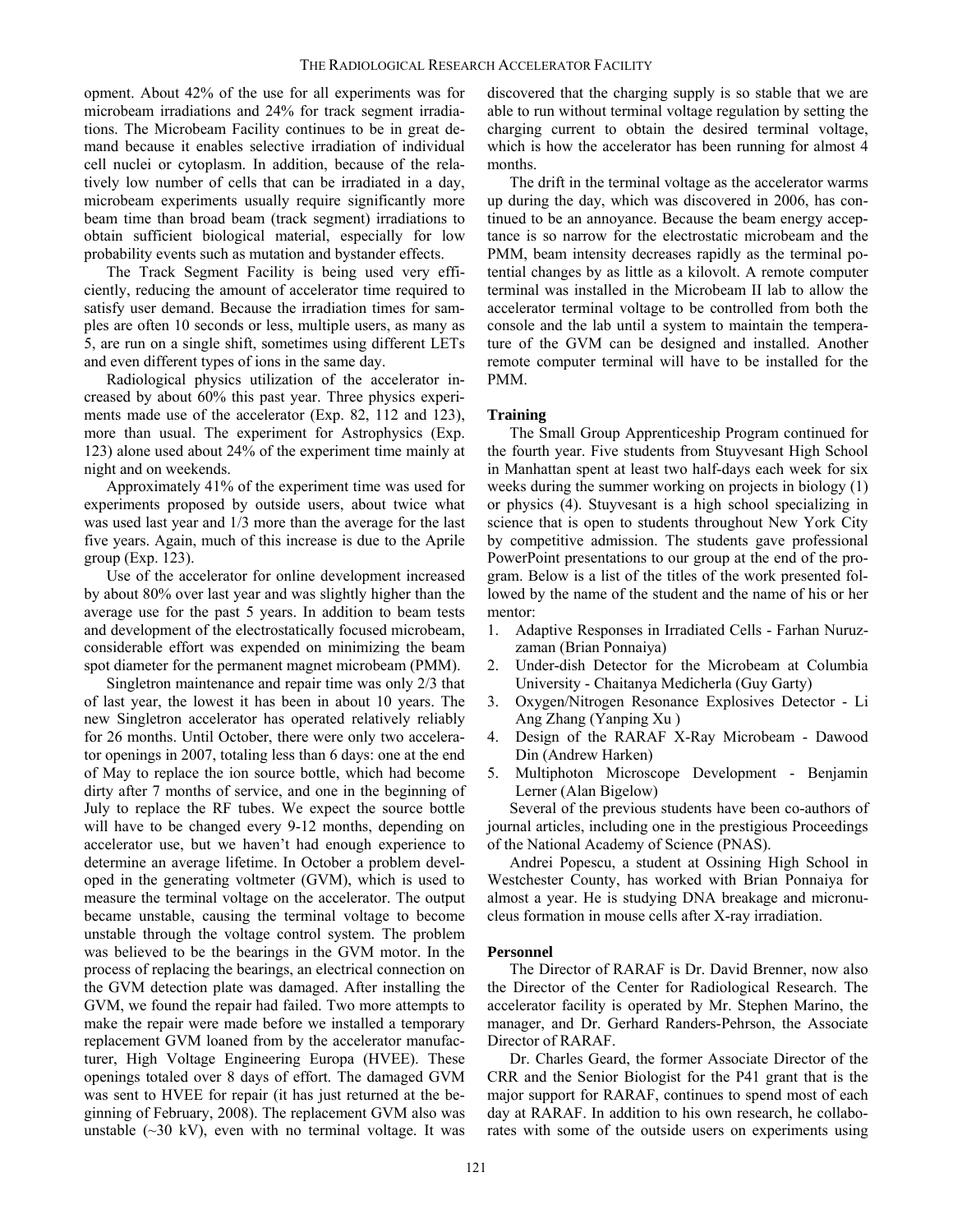opment. About 42% of the use for all experiments was for microbeam irradiations and 24% for track segment irradiations. The Microbeam Facility continues to be in great demand because it enables selective irradiation of individual cell nuclei or cytoplasm. In addition, because of the relatively low number of cells that can be irradiated in a day, microbeam experiments usually require significantly more beam time than broad beam (track segment) irradiations to obtain sufficient biological material, especially for low probability events such as mutation and bystander effects.

The Track Segment Facility is being used very efficiently, reducing the amount of accelerator time required to satisfy user demand. Because the irradiation times for samples are often 10 seconds or less, multiple users, as many as 5, are run on a single shift, sometimes using different LETs and even different types of ions in the same day.

Radiological physics utilization of the accelerator increased by about 60% this past year. Three physics experiments made use of the accelerator (Exp. 82, 112 and 123), more than usual. The experiment for Astrophysics (Exp. 123) alone used about 24% of the experiment time mainly at night and on weekends.

Approximately 41% of the experiment time was used for experiments proposed by outside users, about twice what was used last year and 1/3 more than the average for the last five years. Again, much of this increase is due to the Aprile group (Exp. 123).

Use of the accelerator for online development increased by about 80% over last year and was slightly higher than the average use for the past 5 years. In addition to beam tests and development of the electrostatically focused microbeam, considerable effort was expended on minimizing the beam spot diameter for the permanent magnet microbeam (PMM).

Singletron maintenance and repair time was only 2/3 that of last year, the lowest it has been in about 10 years. The new Singletron accelerator has operated relatively reliably for 26 months. Until October, there were only two accelerator openings in 2007, totaling less than 6 days: one at the end of May to replace the ion source bottle, which had become dirty after 7 months of service, and one in the beginning of July to replace the RF tubes. We expect the source bottle will have to be changed every 9-12 months, depending on accelerator use, but we haven't had enough experience to determine an average lifetime. In October a problem developed in the generating voltmeter (GVM), which is used to measure the terminal voltage on the accelerator. The output became unstable, causing the terminal voltage to become unstable through the voltage control system. The problem was believed to be the bearings in the GVM motor. In the process of replacing the bearings, an electrical connection on the GVM detection plate was damaged. After installing the GVM, we found the repair had failed. Two more attempts to make the repair were made before we installed a temporary replacement GVM loaned from by the accelerator manufacturer, High Voltage Engineering Europa (HVEE). These openings totaled over 8 days of effort. The damaged GVM was sent to HVEE for repair (it has just returned at the beginning of February, 2008). The replacement GVM also was unstable (~30 kV), even with no terminal voltage. It was discovered that the charging supply is so stable that we are able to run without terminal voltage regulation by setting the charging current to obtain the desired terminal voltage, which is how the accelerator has been running for almost 4 months.

The drift in the terminal voltage as the accelerator warms up during the day, which was discovered in 2006, has continued to be an annoyance. Because the beam energy acceptance is so narrow for the electrostatic microbeam and the PMM, beam intensity decreases rapidly as the terminal potential changes by as little as a kilovolt. A remote computer terminal was installed in the Microbeam II lab to allow the accelerator terminal voltage to be controlled from both the console and the lab until a system to maintain the temperature of the GVM can be designed and installed. Another remote computer terminal will have to be installed for the PMM.

**Training**

The Small Group Apprenticeship Program continued for the fourth year. Five students from Stuyvesant High School in Manhattan spent at least two half-days each week for six weeks during the summer working on projects in biology (1) or physics (4). Stuyvesant is a high school specializing in science that is open to students throughout New York City by competitive admission. The students gave professional PowerPoint presentations to our group at the end of the program. Below is a list of the titles of the work presented followed by the name of the student and the name of his or her mentor:

1. Adaptive Responses in Irradiated Cells - Farhan Nuruzzaman (Brian Ponnaiya)
2. Under-dish Detector for the Microbeam at Columbia University - Chaitanya Medicherla (Guy Garty)
3. Oxygen/Nitrogen Resonance Explosives Detector - Li Ang Zhang (Yanping Xu )
4. Design of the RARAF X-Ray Microbeam - Dawood Din (Andrew Harken)
5. Multiphoton Microscope Development - Benjamin Lerner (Alan Bigelow)

Several of the previous students have been co-authors of journal articles, including one in the prestigious Proceedings of the National Academy of Science (PNAS).

Andrei Popescu, a student at Ossining High School in Westchester County, has worked with Brian Ponnaiya for almost a year. He is studying DNA breakage and micronucleus formation in mouse cells after X-ray irradiation.

**Personnel**

The Director of RARAF is Dr. David Brenner, now also the Director of the Center for Radiological Research. The accelerator facility is operated by Mr. Stephen Marino, the manager, and Dr. Gerhard Randers-Pehrson, the Associate Director of RARAF.

Dr. Charles Geard, the former Associate Director of the CRR and the Senior Biologist for the P41 grant that is the major support for RARAF, continues to spend most of each day at RARAF. In addition to his own research, he collaborates with some of the outside users on experiments using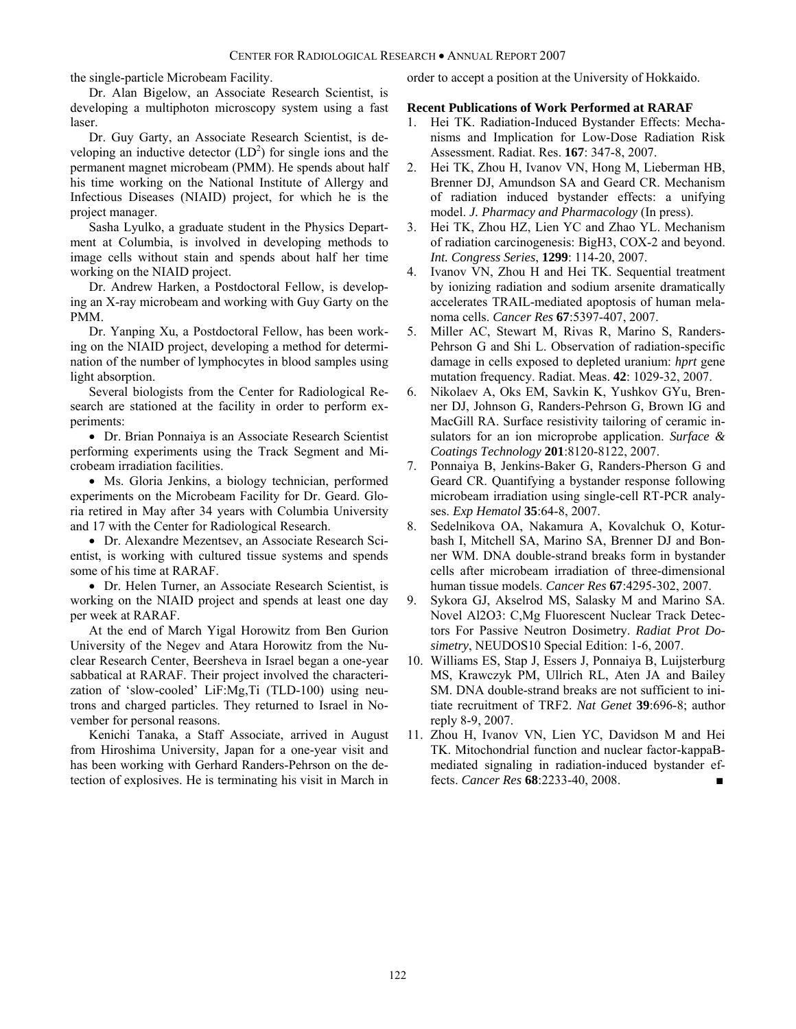the single-particle Microbeam Facility.

Dr. Alan Bigelow, an Associate Research Scientist, is developing a multiphoton microscopy system using a fast laser.

Dr. Guy Garty, an Associate Research Scientist, is developing an inductive detector ($LD^2$) for single ions and the permanent magnet microbeam (PMM). He spends about half his time working on the National Institute of Allergy and Infectious Diseases (NIAID) project, for which he is the project manager.

Sasha Lyulko, a graduate student in the Physics Department at Columbia, is involved in developing methods to image cells without stain and spends about half her time working on the NIAID project.

Dr. Andrew Harken, a Postdoctoral Fellow, is developing an X-ray microbeam and working with Guy Garty on the PMM.

Dr. Yanping Xu, a Postdoctoral Fellow, has been working on the NIAID project, developing a method for determination of the number of lymphocytes in blood samples using light absorption.

Several biologists from the Center for Radiological Research are stationed at the facility in order to perform experiments:

- Dr. Brian Ponnaiya is an Associate Research Scientist performing experiments using the Track Segment and Microbeam irradiation facilities.
- Ms. Gloria Jenkins, a biology technician, performed experiments on the Microbeam Facility for Dr. Geard. Gloria retired in May after 34 years with Columbia University and 17 with the Center for Radiological Research.
- Dr. Alexandre Mezentsev, an Associate Research Scientist, is working with cultured tissue systems and spends some of his time at RARAF.
- Dr. Helen Turner, an Associate Research Scientist, is working on the NIAID project and spends at least one day per week at RARAF.

At the end of March Yigal Horowitz from Ben Gurion University of the Negev and Atara Horowitz from the Nuclear Research Center, Beersheva in Israel began a one-year sabbatical at RARAF. Their project involved the characterization of 'slow-cooled' LiF:Mg,Ti (TLD-100) using neutrons and charged particles. They returned to Israel in November for personal reasons.

Kenichi Tanaka, a Staff Associate, arrived in August from Hiroshima University, Japan for a one-year visit and has been working with Gerhard Randers-Pehrson on the detection of explosives. He is terminating his visit in March in order to accept a position at the University of Hokkaido.

**Recent Publications of Work Performed at RARAF**

1. Hei TK. Radiation-Induced Bystander Effects: Mechanisms and Implication for Low-Dose Radiation Risk Assessment. Radiat. Res. **167**: 347-8, 2007.
2. Hei TK, Zhou H, Ivanov VN, Hong M, Lieberman HB, Brenner DJ, Amundson SA and Geard CR. Mechanism of radiation induced bystander effects: a unifying model. *J. Pharmacy and Pharmacology* (In press).
3. Hei TK, Zhou HZ, Lien YC and Zhao YL. Mechanism of radiation carcinogenesis: BigH3, COX-2 and beyond. *Int. Congress Series*, **1299**: 114-20, 2007.
4. Ivanov VN, Zhou H and Hei TK. Sequential treatment by ionizing radiation and sodium arsenite dramatically accelerates TRAIL-mediated apoptosis of human melanoma cells. *Cancer Res* **67**:5397-407, 2007.
5. Miller AC, Stewart M, Rivas R, Marino S, Randers-Pehrson G and Shi L. Observation of radiation-specific damage in cells exposed to depleted uranium: *hprt* gene mutation frequency. Radiat. Meas. **42**: 1029-32, 2007.
6. Nikolaev A, Oks EM, Savkin K, Yushkov GYu, Brenner DJ, Johnson G, Randers-Pehrson G, Brown IG and MacGill RA. Surface resistivity tailoring of ceramic insulators for an ion microprobe application. *Surface & Coatings Technology* **201**:8120-8122, 2007.
7. Ponnaiya B, Jenkins-Baker G, Randers-Pherson G and Geard CR. Quantifying a bystander response following microbeam irradiation using single-cell RT-PCR analyses. *Exp Hematol* **35**:64-8, 2007.
8. Sedelnikova OA, Nakamura A, Kovalchuk O, Koturbash I, Mitchell SA, Marino SA, Brenner DJ and Bonner WM. DNA double-strand breaks form in bystander cells after microbeam irradiation of three-dimensional human tissue models. *Cancer Res* **67**:4295-302, 2007.
9. Sykora GJ, Akselrod MS, Salasky M and Marino SA. Novel Al2O3: C,Mg Fluorescent Nuclear Track Detectors For Passive Neutron Dosimetry. *Radiat Prot Dosimetry*, NEUDOS10 Special Edition: 1-6, 2007.
10. Williams ES, Stap J, Essers J, Ponnaiya B, Luijsterburg MS, Krawczyk PM, Ullrich RL, Aten JA and Bailey SM. DNA double-strand breaks are not sufficient to initiate recruitment of TRF2. *Nat Genet* **39**:696-8; author reply 8-9, 2007.
11. Zhou H, Ivanov VN, Lien YC, Davidson M and Hei TK. Mitochondrial function and nuclear factor-kappaB-mediated signaling in radiation-induced bystander effects. *Cancer Res* **68**:2233-40, 2008. ■